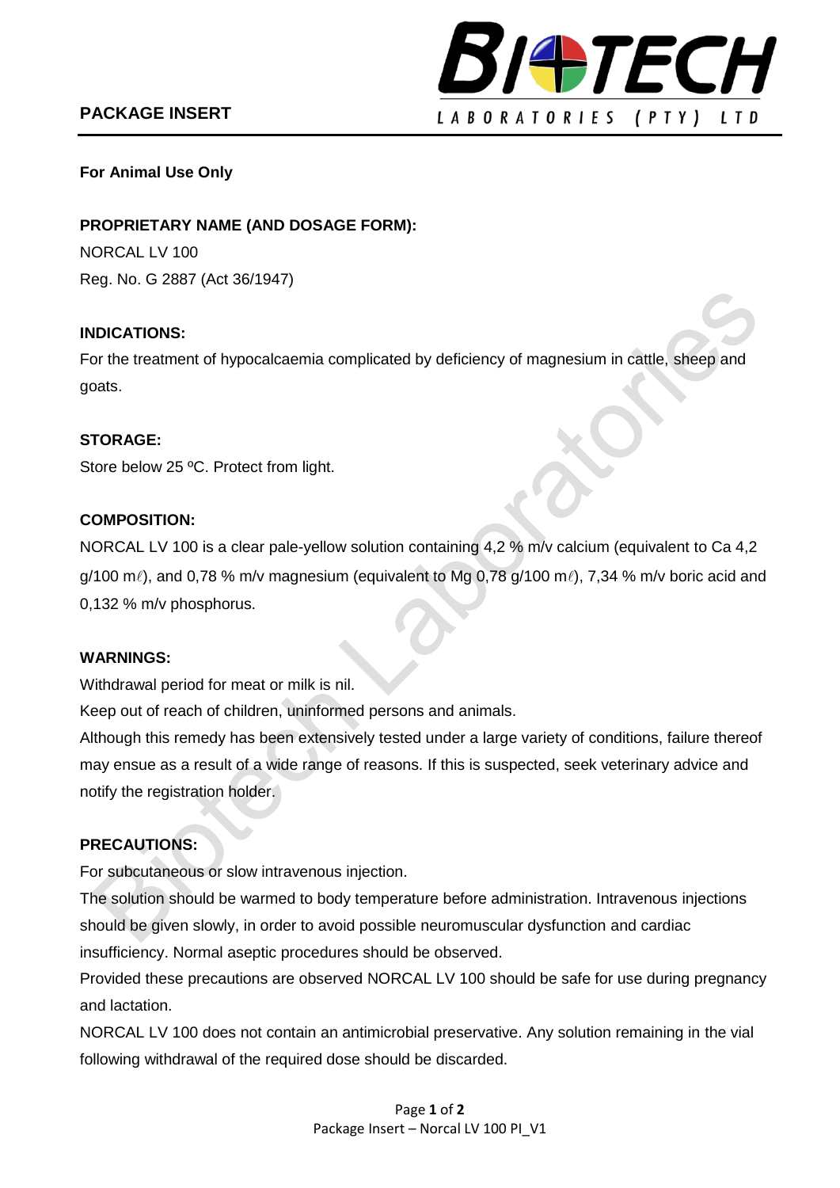PACKAGE INSERT

BIOTECH LABORATORIES (PTY) LTD

**For Animal Use Only**

**PROPRIETARY NAME (AND DOSAGE FORM):**

NORCAL LV 100

Reg. No. G 2887 (Act 36/1947)

**INDICATIONS:**

For the treatment of hypocalcaemia complicated by deficiency of magnesium in cattle, sheep and goats.

**STORAGE:**

Store below 25 ºC. Protect from light.

**COMPOSITION:**

NORCAL LV 100 is a clear pale-yellow solution containing 4,2 % m/v calcium (equivalent to Ca 4,2 g/100 mℓ), and 0,78 % m/v magnesium (equivalent to Mg 0,78 g/100 mℓ), 7,34 % m/v boric acid and 0,132 % m/v phosphorus.

**WARNINGS:**

Withdrawal period for meat or milk is nil.

Keep out of reach of children, uninformed persons and animals.

Although this remedy has been extensively tested under a large variety of conditions, failure thereof may ensue as a result of a wide range of reasons. If this is suspected, seek veterinary advice and notify the registration holder.

**PRECAUTIONS:**

For subcutaneous or slow intravenous injection.

The solution should be warmed to body temperature before administration. Intravenous injections should be given slowly, in order to avoid possible neuromuscular dysfunction and cardiac insufficiency. Normal aseptic procedures should be observed.

Provided these precautions are observed NORCAL LV 100 should be safe for use during pregnancy and lactation.

NORCAL LV 100 does not contain an antimicrobial preservative. Any solution remaining in the vial following withdrawal of the required dose should be discarded.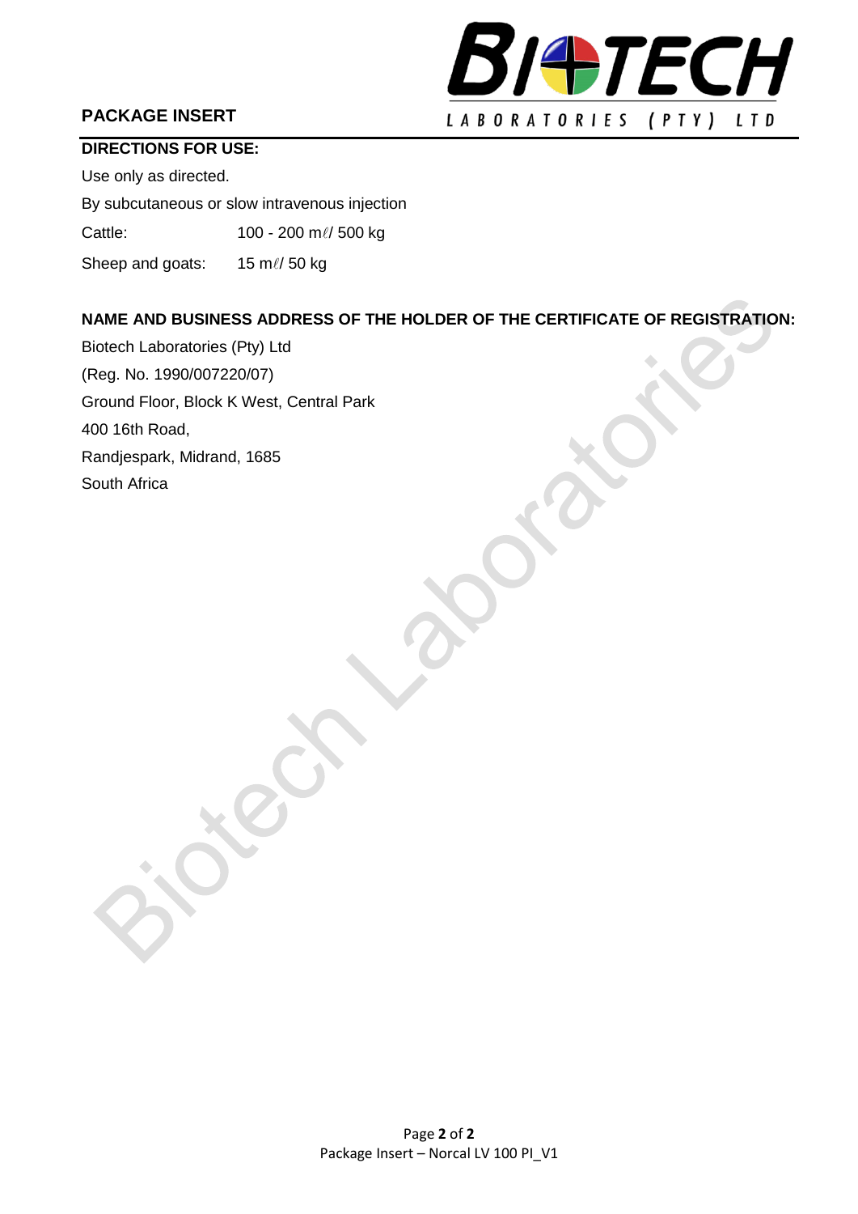**PACKAGE INSERT**

**DIRECTIONS FOR USE:**

Use only as directed.

By subcutaneous or slow intravenous injection

| | |
|---|---|
| Cattle: | 100 - 200 mℓ/ 500 kg |
| Sheep and goats: | 15 mℓ/ 50 kg |

**NAME AND BUSINESS ADDRESS OF THE HOLDER OF THE CERTIFICATE OF REGISTRATION:**

Biotech Laboratories (Pty) Ltd
(Reg. No. 1990/007220/07)
Ground Floor, Block K West, Central Park
400 16th Road,
Randjespark, Midrand, 1685
South Africa